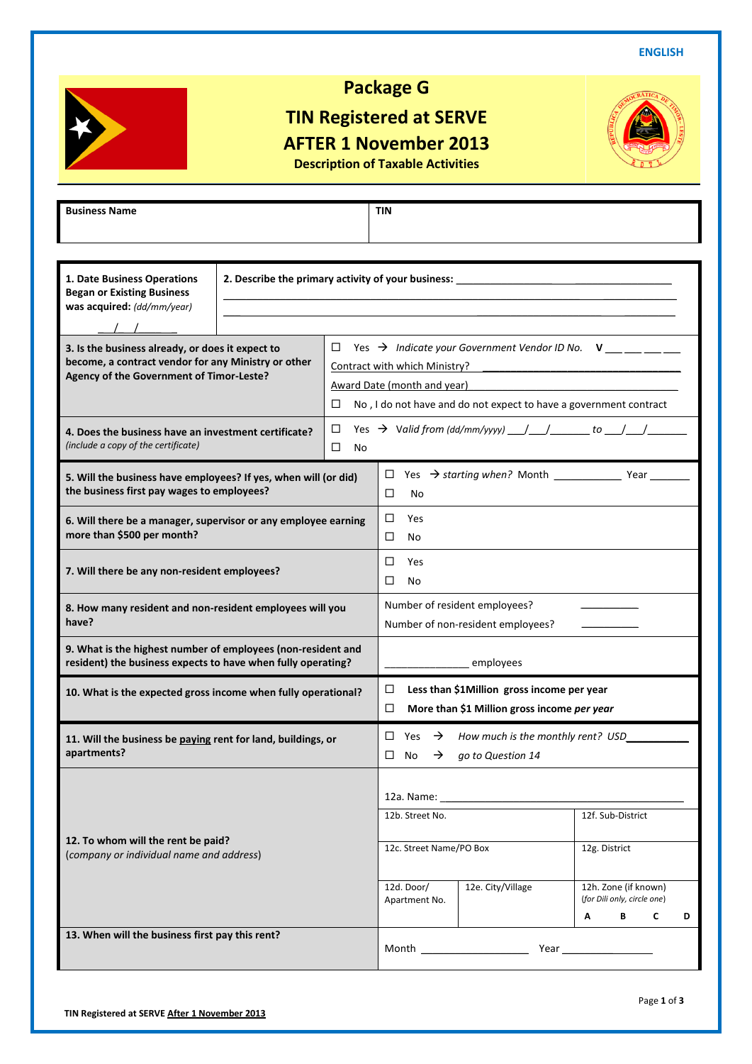ENGLISH

# Package G

## TIN Registered at SERVE AFTER 1 November 2013

### Description of Taxable Activities

| Business Name | TIN |
|---|---|
| | |

| Question | Response |
|---|---|
| **1. Date Business Operations Began or Existing Business was acquired:** *(dd/mm/year)* ___/___/______ | **2. Describe the primary activity of your business:** ______________________________ |
| **3. Is the business already, or does it expect to become, a contract vendor for any Ministry or other Agency of the Government of Timor-Leste?** | ☐ Yes → *Indicate your Government Vendor ID No.* **V** ___ ___ ___ ___<br>Contract with which Ministry? ______________________<br>Award Date (month and year) ______________________<br>☐ No , I do not have and do not expect to have a government contract |
| **4. Does the business have an investment certificate?** *(include a copy of the certificate)* | ☐ Yes → *Valid from (dd/mm/yyyy)* ___/___/_______ *to* ___/___/_______<br>☐ No |
| **5. Will the business have employees? If yes, when will (or did) the business first pay wages to employees?** | ☐ Yes → *starting when?* Month ____________ Year _______<br>☐ No |
| **6. Will there be a manager, supervisor or any employee earning more than $500 per month?** | ☐ Yes<br>☐ No |
| **7. Will there be any non-resident employees?** | ☐ Yes<br>☐ No |
| **8. How many resident and non-resident employees will you have?** | Number of resident employees? __________<br>Number of non-resident employees? __________ |
| **9. What is the highest number of employees (non-resident and resident) the business expects to have when fully operating?** | ______________ employees |
| **10. What is the expected gross income when fully operational?** | ☐ **Less than $1Million gross income per year**<br>☐ **More than $1 Million gross income *per year*** |
| **11. Will the business be paying rent for land, buildings, or apartments?** | ☐ Yes → *How much is the monthly rent? USD*__________<br>☐ No → *go to Question 14* |
| **12. To whom will the rent be paid?** (*company or individual name and address*) | 12a. Name: ______________________<br>12b. Street No. \| 12f. Sub-District<br>12c. Street Name/PO Box \| 12g. District<br>12d. Door/ Apartment No. \| 12e. City/Village \| 12h. Zone (if known) *(for Dili only, circle one)* **A B C D** |
| **13. When will the business first pay this rent?** | Month __________________ Year ____________ |

TIN Registered at SERVE After 1 November 2013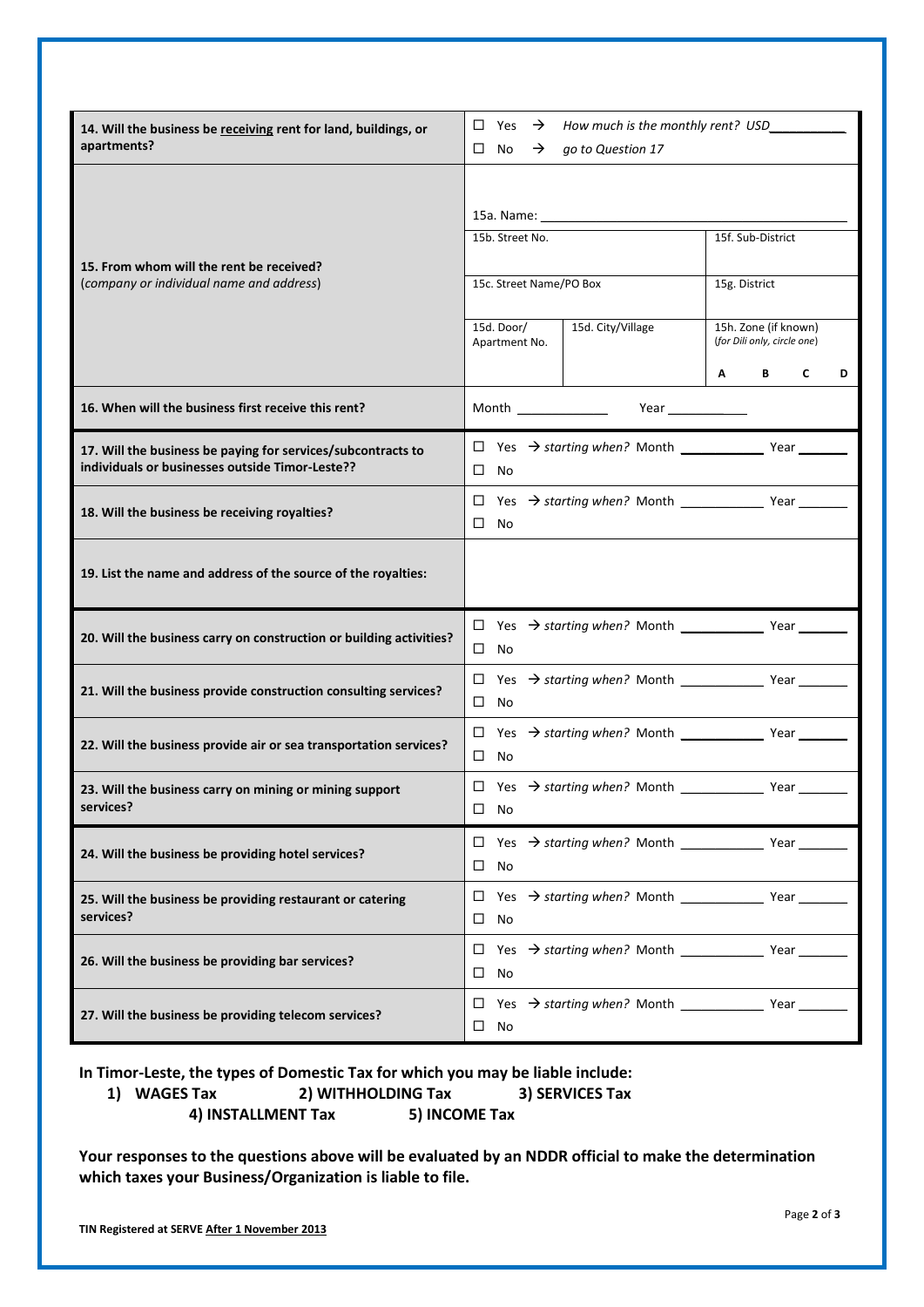| | |
|---|---|
| **14. Will the business be receiving rent for land, buildings, or apartments?** | ☐ Yes → *How much is the monthly rent?* USD__________<br>☐ No → *go to Question 17* |
| **15. From whom will the rent be received?**<br>(*company or individual name and address*) | 15a. Name: ______________________<br>15b. Street No. / 15f. Sub-District<br>15c. Street Name/PO Box / 15g. District<br>15d. Door/ Apartment No. / 15d. City/Village / 15h. Zone (if known) (*for Dili only, circle one*) A B C D |
| **16. When will the business first receive this rent?** | Month ____________ Year ___________ |
| **17. Will the business be paying for services/subcontracts to individuals or businesses outside Timor-Leste??** | ☐ Yes → *starting when?* Month ___________ Year _______<br>☐ No |
| **18. Will the business be receiving royalties?** | ☐ Yes → *starting when?* Month ___________ Year _______<br>☐ No |
| **19. List the name and address of the source of the royalties:** | |
| **20. Will the business carry on construction or building activities?** | ☐ Yes → *starting when?* Month ___________ Year _______<br>☐ No |
| **21. Will the business provide construction consulting services?** | ☐ Yes → *starting when?* Month ___________ Year _______<br>☐ No |
| **22. Will the business provide air or sea transportation services?** | ☐ Yes → *starting when?* Month ___________ Year _______<br>☐ No |
| **23. Will the business carry on mining or mining support services?** | ☐ Yes → *starting when?* Month ___________ Year _______<br>☐ No |
| **24. Will the business be providing hotel services?** | ☐ Yes → *starting when?* Month ___________ Year _______<br>☐ No |
| **25. Will the business be providing restaurant or catering services?** | ☐ Yes → *starting when?* Month ___________ Year _______<br>☐ No |
| **26. Will the business be providing bar services?** | ☐ Yes → *starting when?* Month ___________ Year _______<br>☐ No |
| **27. Will the business be providing telecom services?** | ☐ Yes → *starting when?* Month ___________ Year _______<br>☐ No |

**In Timor-Leste, the types of Domestic Tax for which you may be liable include:**

1) **WAGES Tax** 2) **WITHHOLDING Tax** 3) **SERVICES Tax** 4) **INSTALLMENT Tax** 5) **INCOME Tax**

**Your responses to the questions above will be evaluated by an NDDR official to make the determination which taxes your Business/Organization is liable to file.**

**TIN Registered at SERVE After 1 November 2013**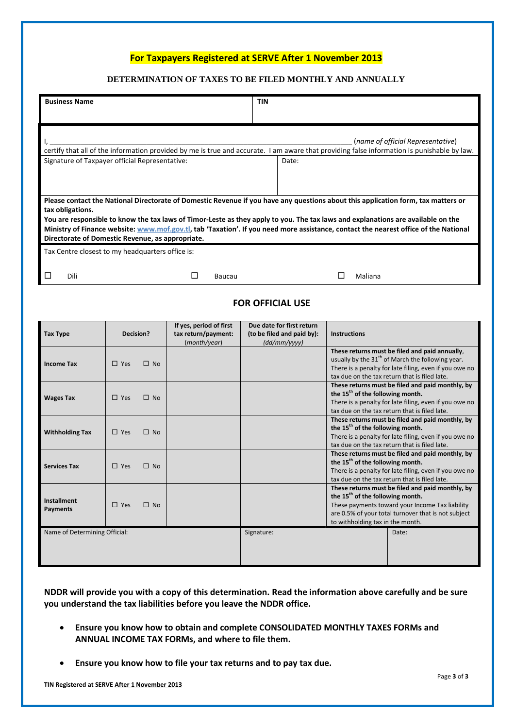**For Taxpayers Registered at SERVE After 1 November 2013**

## DETERMINATION OF TAXES TO BE FILED MONTHLY AND ANNUALLY

| **Business Name** | **TIN** |
|---|---|
| | |

I, ______________________________________________ (*name of official Representative*)
certify that all of the information provided by me is true and accurate. I am aware that providing false information is punishable by law.

| Signature of Taxpayer official Representative: | Date: |
|---|---|
| | |

**Please contact the National Directorate of Domestic Revenue if you have any questions about this application form, tax matters or tax obligations.**
**You are responsible to know the tax laws of Timor-Leste as they apply to you. The tax laws and explanations are available on the Ministry of Finance website: www.mof.gov.tl, tab 'Taxation'. If you need more assistance, contact the nearest office of the National Directorate of Domestic Revenue, as appropriate.**

Tax Centre closest to my headquarters office is:

☐ Dili ☐ Baucau ☐ Maliana

## FOR OFFICIAL USE

| **Tax Type** | **Decision?** | **If yes, period of first tax return/payment:** (*month/year*) | **Due date for first return (to be filed and paid by):** *(dd/mm/yyyy)* | **Instructions** |
|---|---|---|---|---|
| **Income Tax** | ☐ Yes ☐ No | | | **These returns must be filed and paid annually**, usually by the 31st of March the following year. There is a penalty for late filing, even if you owe no tax due on the tax return that is filed late. |
| **Wages Tax** | ☐ Yes ☐ No | | | **These returns must be filed and paid monthly, by the 15th of the following month.** There is a penalty for late filing, even if you owe no tax due on the tax return that is filed late. |
| **Withholding Tax** | ☐ Yes ☐ No | | | **These returns must be filed and paid monthly, by the 15th of the following month.** There is a penalty for late filing, even if you owe no tax due on the tax return that is filed late. |
| **Services Tax** | ☐ Yes ☐ No | | | **These returns must be filed and paid monthly, by the 15th of the following month.** There is a penalty for late filing, even if you owe no tax due on the tax return that is filed late. |
| **Installment Payments** | ☐ Yes ☐ No | | | **These returns must be filed and paid monthly, by the 15th of the following month.** These payments toward your Income Tax liability are 0.5% of your total turnover that is not subject to withholding tax in the month. |

| Name of Determining Official: | Signature: | Date: |
|---|---|---|
| | | |

**NDDR will provide you with a copy of this determination. Read the information above carefully and be sure you understand the tax liabilities before you leave the NDDR office.**

- **Ensure you know how to obtain and complete CONSOLIDATED MONTHLY TAXES FORMs and ANNUAL INCOME TAX FORMs, and where to file them.**
- **Ensure you know how to file your tax returns and to pay tax due.**

**TIN Registered at SERVE After 1 November 2013**